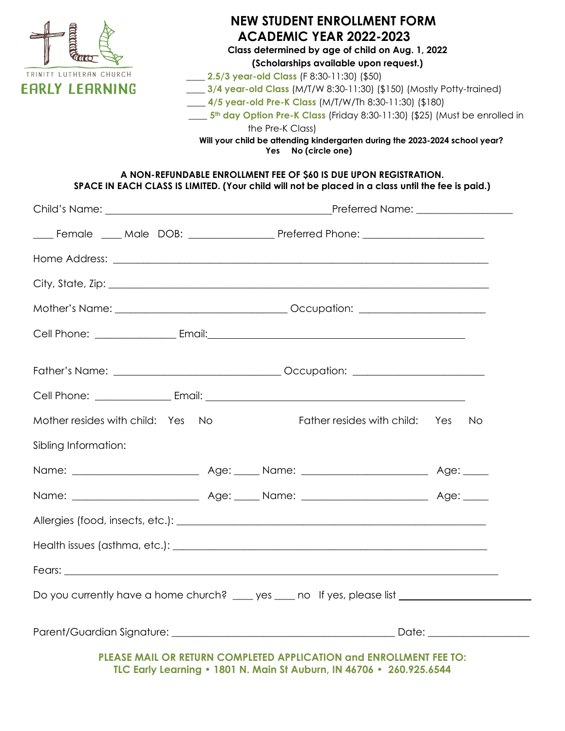TRINITY LUTHERAN CHURCH

EARLY LEARNING

# NEW STUDENT ENROLLMENT FORM
# ACADEMIC YEAR 2022-2023

**Class determined by age of child on Aug. 1, 2022**

**(Scholarships available upon request.)**

____ **2.5/3 year-old Class** (F 8:30-11:30) ($50)

____ **3/4 year-old Class** (M/T/W 8:30-11:30) ($150) (Mostly Potty-trained)

____ **4/5 year-old Pre-K Class** (M/T/W/Th 8:30-11:30) ($180)

____ **5th day Option Pre-K Class** (Friday 8:30-11:30) ($25) (Must be enrolled in the Pre-K Class)

**Will your child be attending kindergarten during the 2023-2024 school year?**
**Yes No (circle one)**

**A NON-REFUNDABLE ENROLLMENT FEE OF $60 IS DUE UPON REGISTRATION.**
**SPACE IN EACH CLASS IS LIMITED. (Your child will not be placed in a class until the fee is paid.)**

Child's Name: ____________________________________________ Preferred Name: __________________

____ Female ____ Male DOB: ________________ Preferred Phone: _______________________

Home Address: ___________________________________________________________________________

City, State, Zip: __________________________________________________________________________

Mother's Name: _________________________________ Occupation: _______________________

Cell Phone: _______________ Email: ________________________________________________

Father's Name: ________________________________ Occupation: ________________________

Cell Phone: ______________ Email: ________________________________________________

Mother resides with child: Yes No Father resides with child: Yes No

Sibling Information:

Name: ________________________ Age: _____ Name: ________________________ Age: _____

Name: ________________________ Age: _____ Name: ________________________ Age: _____

Allergies (food, insects, etc.): ____________________________________________________________

Health issues (asthma, etc.): _____________________________________________________________

Fears: _________________________________________________________________________________

Do you currently have a home church? ____ yes ____ no If yes, please list ________________________

Parent/Guardian Signature: __________________________________________ Date: ___________________

**PLEASE MAIL OR RETURN COMPLETED APPLICATION and ENROLLMENT FEE TO:**
**TLC Early Learning • 1801 N. Main St Auburn, IN 46706 • 260.925.6544**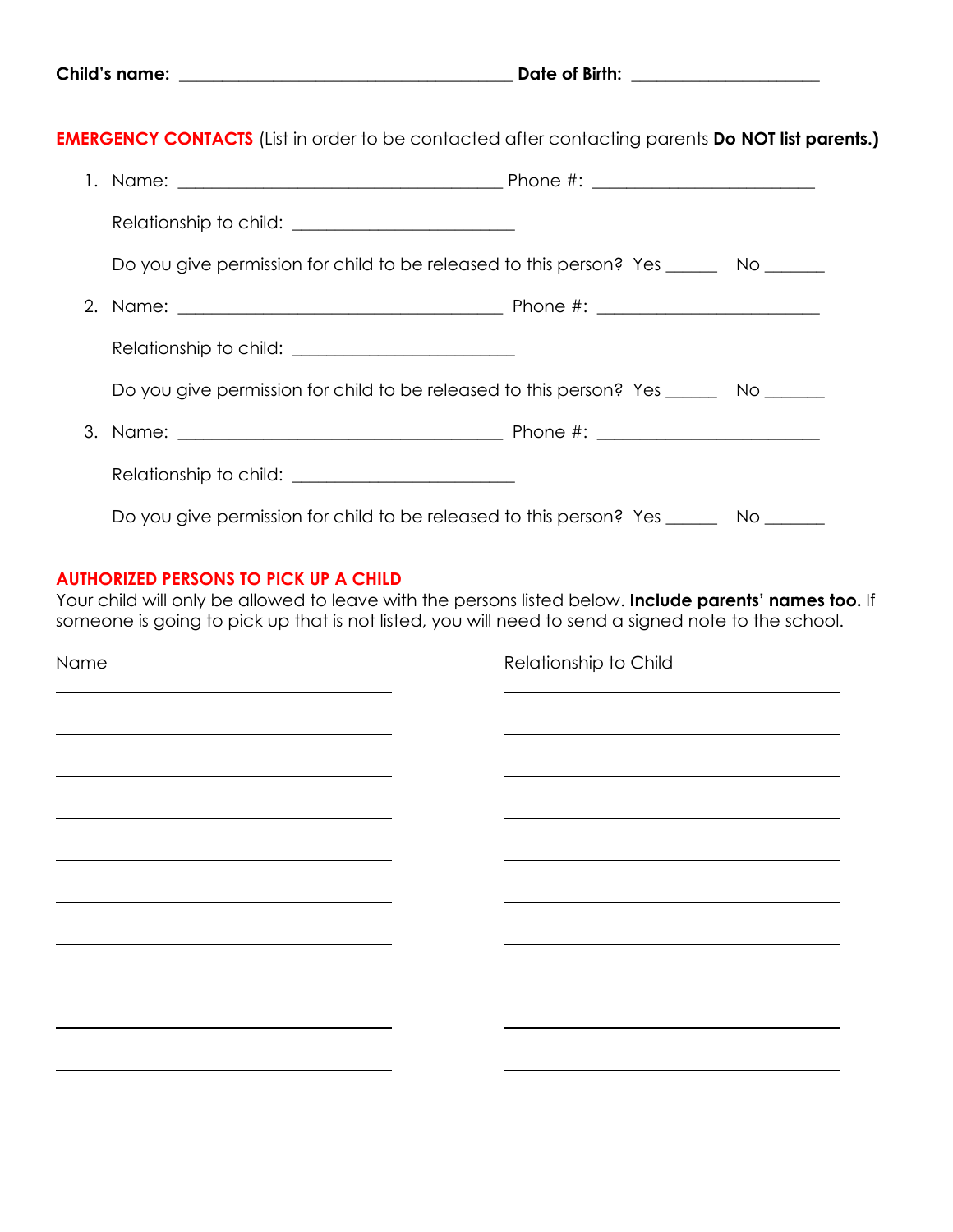**Child's name:** ______________________________________ **Date of Birth:** _____________________

**EMERGENCY CONTACTS** (List in order to be contacted after contacting parents **Do NOT list parents.)**

1. Name: _____________________________________ Phone #: _________________________

   Relationship to child: _________________________

   Do you give permission for child to be released to this person? Yes ______ No _______

2. Name: _____________________________________ Phone #: _________________________

   Relationship to child: _________________________

   Do you give permission for child to be released to this person? Yes ______ No _______

3. Name: _____________________________________ Phone #: _________________________

   Relationship to child: _________________________

   Do you give permission for child to be released to this person? Yes ______ No _______

**AUTHORIZED PERSONS TO PICK UP A CHILD**

Your child will only be allowed to leave with the persons listed below. **Include parents' names too.** If someone is going to pick up that is not listed, you will need to send a signed note to the school.

| Name | Relationship to Child |
| --- | --- |
| | |
| | |
| | |
| | |
| | |
| | |
| | |
| | |
| | |
| | |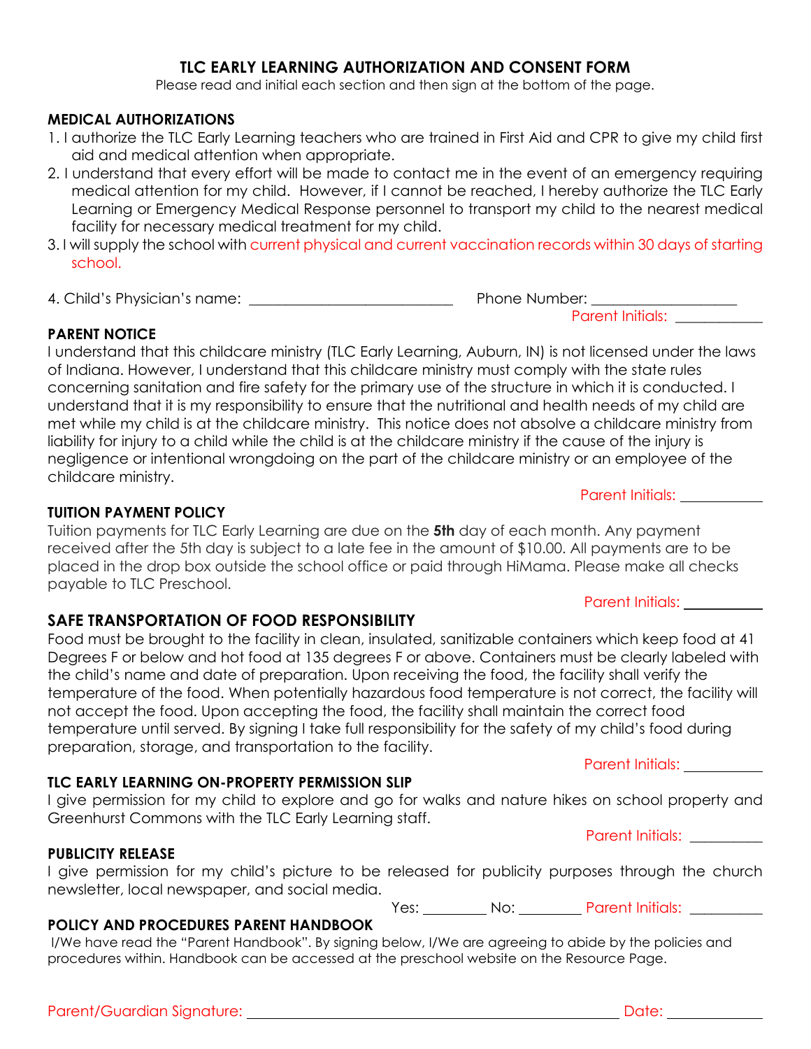# TLC EARLY LEARNING AUTHORIZATION AND CONSENT FORM

Please read and initial each section and then sign at the bottom of the page.

## MEDICAL AUTHORIZATIONS

1. I authorize the TLC Early Learning teachers who are trained in First Aid and CPR to give my child first aid and medical attention when appropriate.
2. I understand that every effort will be made to contact me in the event of an emergency requiring medical attention for my child. However, if I cannot be reached, I hereby authorize the TLC Early Learning or Emergency Medical Response personnel to transport my child to the nearest medical facility for necessary medical treatment for my child.
3. I will supply the school with current physical and current vaccination records within 30 days of starting school.
4. Child's Physician's name: ___________________________ Phone Number: ___________________

Parent Initials: ___________

## PARENT NOTICE

I understand that this childcare ministry (TLC Early Learning, Auburn, IN) is not licensed under the laws of Indiana. However, I understand that this childcare ministry must comply with the state rules concerning sanitation and fire safety for the primary use of the structure in which it is conducted. I understand that it is my responsibility to ensure that the nutritional and health needs of my child are met while my child is at the childcare ministry. This notice does not absolve a childcare ministry from liability for injury to a child while the child is at the childcare ministry if the cause of the injury is negligence or intentional wrongdoing on the part of the childcare ministry or an employee of the childcare ministry.

Parent Initials: ___________

## TUITION PAYMENT POLICY

Tuition payments for TLC Early Learning are due on the **5th** day of each month. Any payment received after the 5th day is subject to a late fee in the amount of $10.00. All payments are to be placed in the drop box outside the school office or paid through HiMama. Please make all checks payable to TLC Preschool.

Parent Initials: ___________

## SAFE TRANSPORTATION OF FOOD RESPONSIBILITY

Food must be brought to the facility in clean, insulated, sanitizable containers which keep food at 41 Degrees F or below and hot food at 135 degrees F or above. Containers must be clearly labeled with the child's name and date of preparation. Upon receiving the food, the facility shall verify the temperature of the food. When potentially hazardous food temperature is not correct, the facility will not accept the food. Upon accepting the food, the facility shall maintain the correct food temperature until served. By signing I take full responsibility for the safety of my child's food during preparation, storage, and transportation to the facility.

Parent Initials: ___________

## TLC EARLY LEARNING ON-PROPERTY PERMISSION SLIP

I give permission for my child to explore and go for walks and nature hikes on school property and Greenhurst Commons with the TLC Early Learning staff.

Parent Initials: ___________

## PUBLICITY RELEASE

I give permission for my child's picture to be released for publicity purposes through the church newsletter, local newspaper, and social media.

Yes: _________ No: _________ Parent Initials: ___________

## POLICY AND PROCEDURES PARENT HANDBOOK

I/We have read the "Parent Handbook". By signing below, I/We are agreeing to abide by the policies and procedures within. Handbook can be accessed at the preschool website on the Resource Page.

Parent/Guardian Signature: ______________________________________________ Date: ____________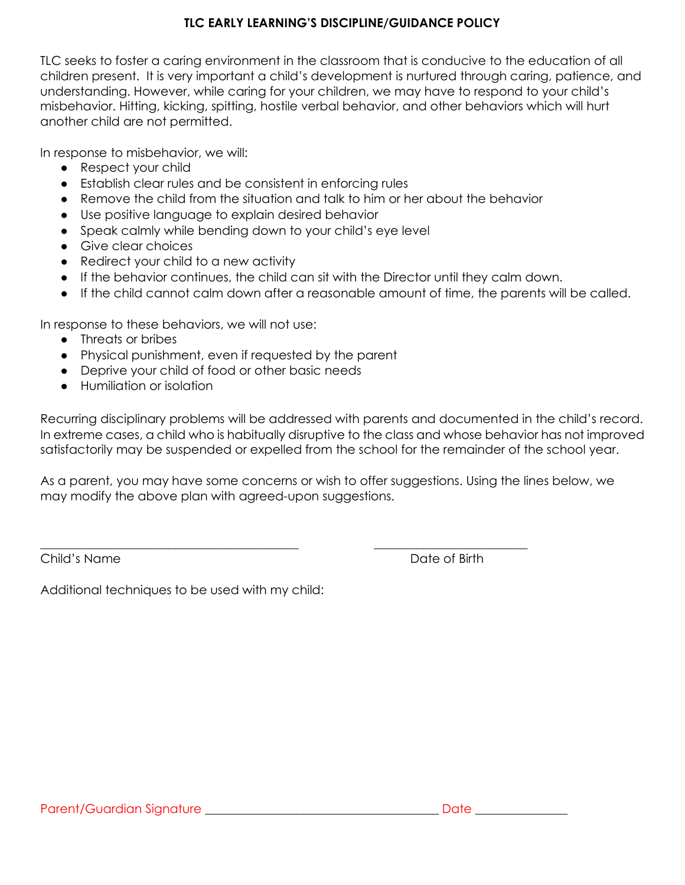# TLC EARLY LEARNING'S DISCIPLINE/GUIDANCE POLICY

TLC seeks to foster a caring environment in the classroom that is conducive to the education of all children present. It is very important a child's development is nurtured through caring, patience, and understanding. However, while caring for your children, we may have to respond to your child's misbehavior. Hitting, kicking, spitting, hostile verbal behavior, and other behaviors which will hurt another child are not permitted.

In response to misbehavior, we will:

- Respect your child
- Establish clear rules and be consistent in enforcing rules
- Remove the child from the situation and talk to him or her about the behavior
- Use positive language to explain desired behavior
- Speak calmly while bending down to your child's eye level
- Give clear choices
- Redirect your child to a new activity
- If the behavior continues, the child can sit with the Director until they calm down.
- If the child cannot calm down after a reasonable amount of time, the parents will be called.

In response to these behaviors, we will not use:

- Threats or bribes
- Physical punishment, even if requested by the parent
- Deprive your child of food or other basic needs
- Humiliation or isolation

Recurring disciplinary problems will be addressed with parents and documented in the child's record. In extreme cases, a child who is habitually disruptive to the class and whose behavior has not improved satisfactorily may be suspended or expelled from the school for the remainder of the school year.

As a parent, you may have some concerns or wish to offer suggestions. Using the lines below, we may modify the above plan with agreed-upon suggestions.

\_\_\_\_\_\_\_\_\_\_\_\_\_\_\_\_\_\_\_\_\_\_\_\_\_\_\_\_\_\_\_\_\_\_\_\_\_\_\_\_\_\_ \_\_\_\_\_\_\_\_\_\_\_\_\_\_\_\_\_\_\_\_\_\_\_\_\_

Child's Name Date of Birth

Additional techniques to be used with my child:

Parent/Guardian Signature \_\_\_\_\_\_\_\_\_\_\_\_\_\_\_\_\_\_\_\_\_\_\_\_\_\_\_\_\_\_\_\_\_\_\_\_\_\_ Date \_\_\_\_\_\_\_\_\_\_\_\_\_\_\_